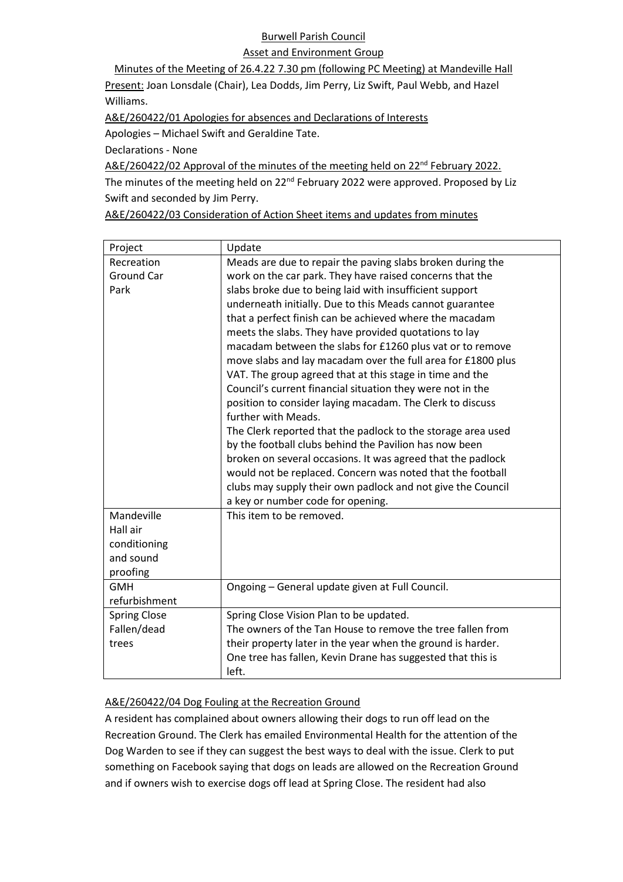Burwell Parish Council

Asset and Environment Group

Minutes of the Meeting of 26.4.22 7.30 pm (following PC Meeting) at Mandeville Hall

Present: Joan Lonsdale (Chair), Lea Dodds, Jim Perry, Liz Swift, Paul Webb, and Hazel Williams.

A&E/260422/01 Apologies for absences and Declarations of Interests

Apologies – Michael Swift and Geraldine Tate.

Declarations - None

A&E/260422/02 Approval of the minutes of the meeting held on 22nd February 2022.

The minutes of the meeting held on 22nd February 2022 were approved. Proposed by Liz Swift and seconded by Jim Perry.

A&E/260422/03 Consideration of Action Sheet items and updates from minutes

| Project | Update |
|---|---|
| Recreation Ground Car Park | Meads are due to repair the paving slabs broken during the work on the car park. They have raised concerns that the slabs broke due to being laid with insufficient support underneath initially. Due to this Meads cannot guarantee that a perfect finish can be achieved where the macadam meets the slabs. They have provided quotations to lay macadam between the slabs for £1260 plus vat or to remove move slabs and lay macadam over the full area for £1800 plus VAT. The group agreed that at this stage in time and the Council's current financial situation they were not in the position to consider laying macadam. The Clerk to discuss further with Meads.<br>The Clerk reported that the padlock to the storage area used by the football clubs behind the Pavilion has now been broken on several occasions. It was agreed that the padlock would not be replaced. Concern was noted that the football clubs may supply their own padlock and not give the Council a key or number code for opening. |
| Mandeville Hall air conditioning and sound proofing | This item to be removed. |
| GMH refurbishment | Ongoing – General update given at Full Council. |
| Spring Close Fallen/dead trees | Spring Close Vision Plan to be updated.<br>The owners of the Tan House to remove the tree fallen from their property later in the year when the ground is harder.<br>One tree has fallen, Kevin Drane has suggested that this is left. |

A&E/260422/04 Dog Fouling at the Recreation Ground

A resident has complained about owners allowing their dogs to run off lead on the Recreation Ground. The Clerk has emailed Environmental Health for the attention of the Dog Warden to see if they can suggest the best ways to deal with the issue. Clerk to put something on Facebook saying that dogs on leads are allowed on the Recreation Ground and if owners wish to exercise dogs off lead at Spring Close. The resident had also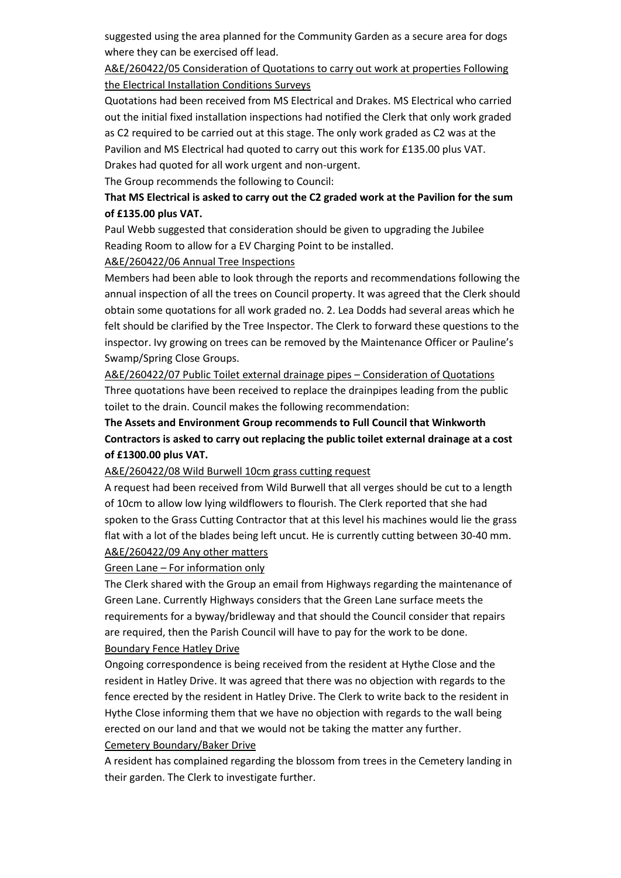suggested using the area planned for the Community Garden as a secure area for dogs where they can be exercised off lead.

A&E/260422/05 Consideration of Quotations to carry out work at properties Following the Electrical Installation Conditions Surveys

Quotations had been received from MS Electrical and Drakes. MS Electrical who carried out the initial fixed installation inspections had notified the Clerk that only work graded as C2 required to be carried out at this stage. The only work graded as C2 was at the Pavilion and MS Electrical had quoted to carry out this work for £135.00 plus VAT. Drakes had quoted for all work urgent and non-urgent.

The Group recommends the following to Council:

**That MS Electrical is asked to carry out the C2 graded work at the Pavilion for the sum of £135.00 plus VAT.**

Paul Webb suggested that consideration should be given to upgrading the Jubilee Reading Room to allow for a EV Charging Point to be installed.

A&E/260422/06 Annual Tree Inspections

Members had been able to look through the reports and recommendations following the annual inspection of all the trees on Council property. It was agreed that the Clerk should obtain some quotations for all work graded no. 2. Lea Dodds had several areas which he felt should be clarified by the Tree Inspector. The Clerk to forward these questions to the inspector. Ivy growing on trees can be removed by the Maintenance Officer or Pauline's Swamp/Spring Close Groups.

A&E/260422/07 Public Toilet external drainage pipes – Consideration of Quotations

Three quotations have been received to replace the drainpipes leading from the public toilet to the drain. Council makes the following recommendation:

**The Assets and Environment Group recommends to Full Council that Winkworth Contractors is asked to carry out replacing the public toilet external drainage at a cost of £1300.00 plus VAT.**

A&E/260422/08 Wild Burwell 10cm grass cutting request

A request had been received from Wild Burwell that all verges should be cut to a length of 10cm to allow low lying wildflowers to flourish. The Clerk reported that she had spoken to the Grass Cutting Contractor that at this level his machines would lie the grass flat with a lot of the blades being left uncut. He is currently cutting between 30-40 mm.

A&E/260422/09 Any other matters

Green Lane – For information only

The Clerk shared with the Group an email from Highways regarding the maintenance of Green Lane. Currently Highways considers that the Green Lane surface meets the requirements for a byway/bridleway and that should the Council consider that repairs are required, then the Parish Council will have to pay for the work to be done.

Boundary Fence Hatley Drive

Ongoing correspondence is being received from the resident at Hythe Close and the resident in Hatley Drive. It was agreed that there was no objection with regards to the fence erected by the resident in Hatley Drive. The Clerk to write back to the resident in Hythe Close informing them that we have no objection with regards to the wall being erected on our land and that we would not be taking the matter any further.

Cemetery Boundary/Baker Drive

A resident has complained regarding the blossom from trees in the Cemetery landing in their garden. The Clerk to investigate further.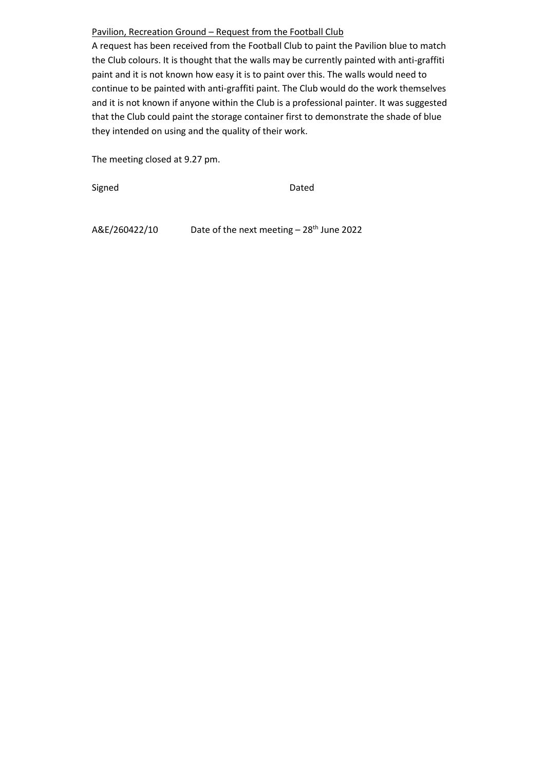<u>Pavilion, Recreation Ground – Request from the Football Club</u>

A request has been received from the Football Club to paint the Pavilion blue to match the Club colours. It is thought that the walls may be currently painted with anti-graffiti paint and it is not known how easy it is to paint over this. The walls would need to continue to be painted with anti-graffiti paint. The Club would do the work themselves and it is not known if anyone within the Club is a professional painter. It was suggested that the Club could paint the storage container first to demonstrate the shade of blue they intended on using and the quality of their work.

The meeting closed at 9.27 pm.

Signed                                                    Dated

A&E/260422/10        Date of the next meeting – 28th June 2022